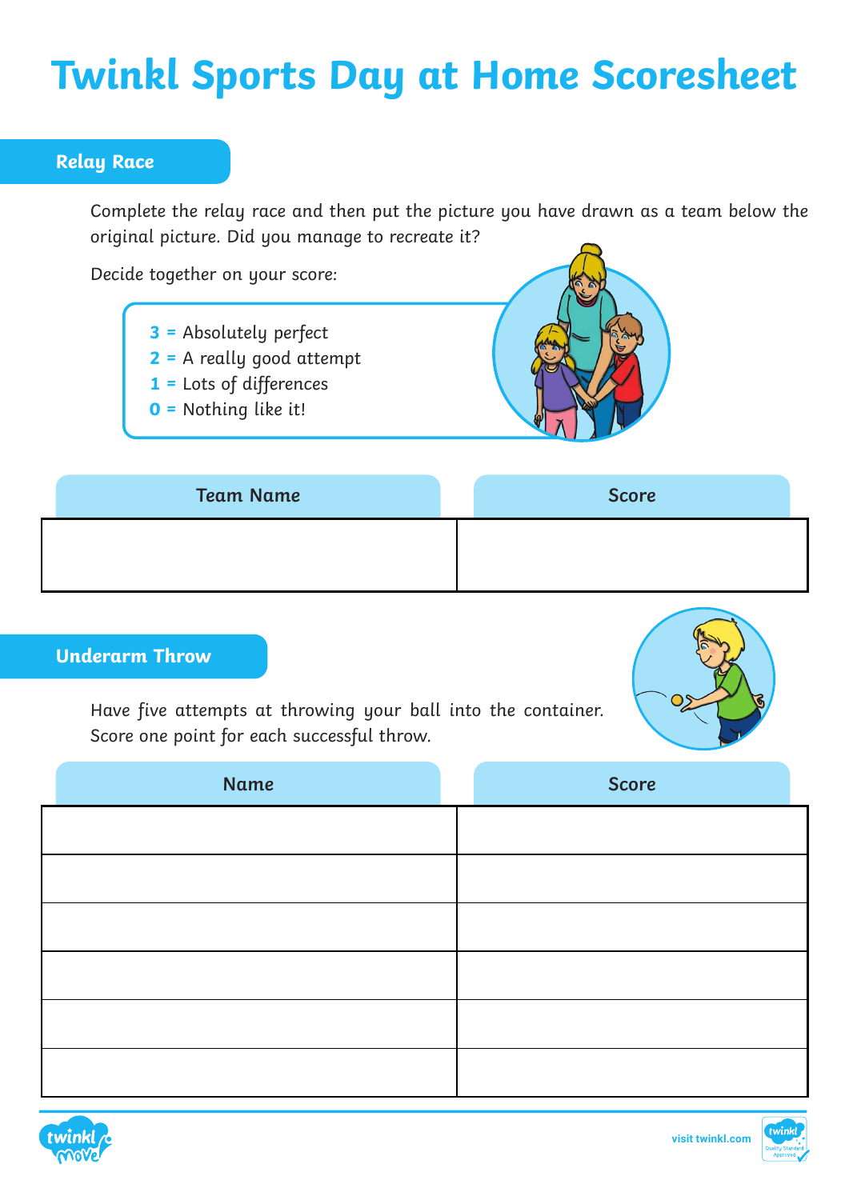# Twinkl Sports Day at Home Scoresheet

## Relay Race

Complete the relay race and then put the picture you have drawn as a team below the original picture. Did you manage to recreate it?

Decide together on your score:

- **3 =** Absolutely perfect
- **2 =** A really good attempt
- **1 =** Lots of differences
- **0 =** Nothing like it!

| Team Name | Score |
| --- | --- |
| | |

## Underarm Throw

Have five attempts at throwing your ball into the container. Score one point for each successful throw.

| Name | Score |
| --- | --- |
| | |
| | |
| | |
| | |
| | |
| | |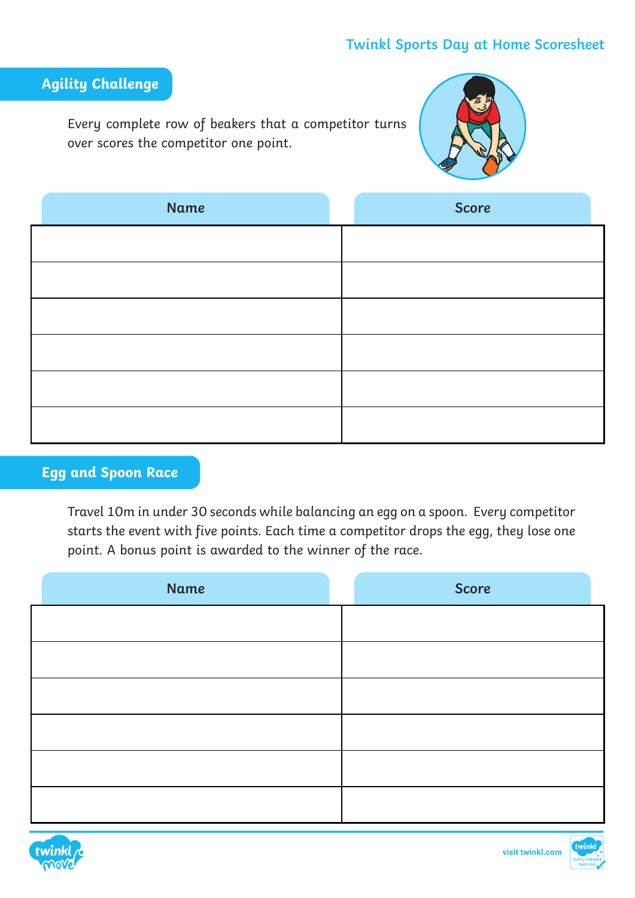## Agility Challenge

Every complete row of beakers that a competitor turns over scores the competitor one point.

| Name | Score |
| --- | --- |
| | |
| | |
| | |
| | |
| | |
| | |

## Egg and Spoon Race

Travel 10m in under 30 seconds while balancing an egg on a spoon. Every competitor starts the event with five points. Each time a competitor drops the egg, they lose one point. A bonus point is awarded to the winner of the race.

| Name | Score |
| --- | --- |
| | |
| | |
| | |
| | |
| | |
| | |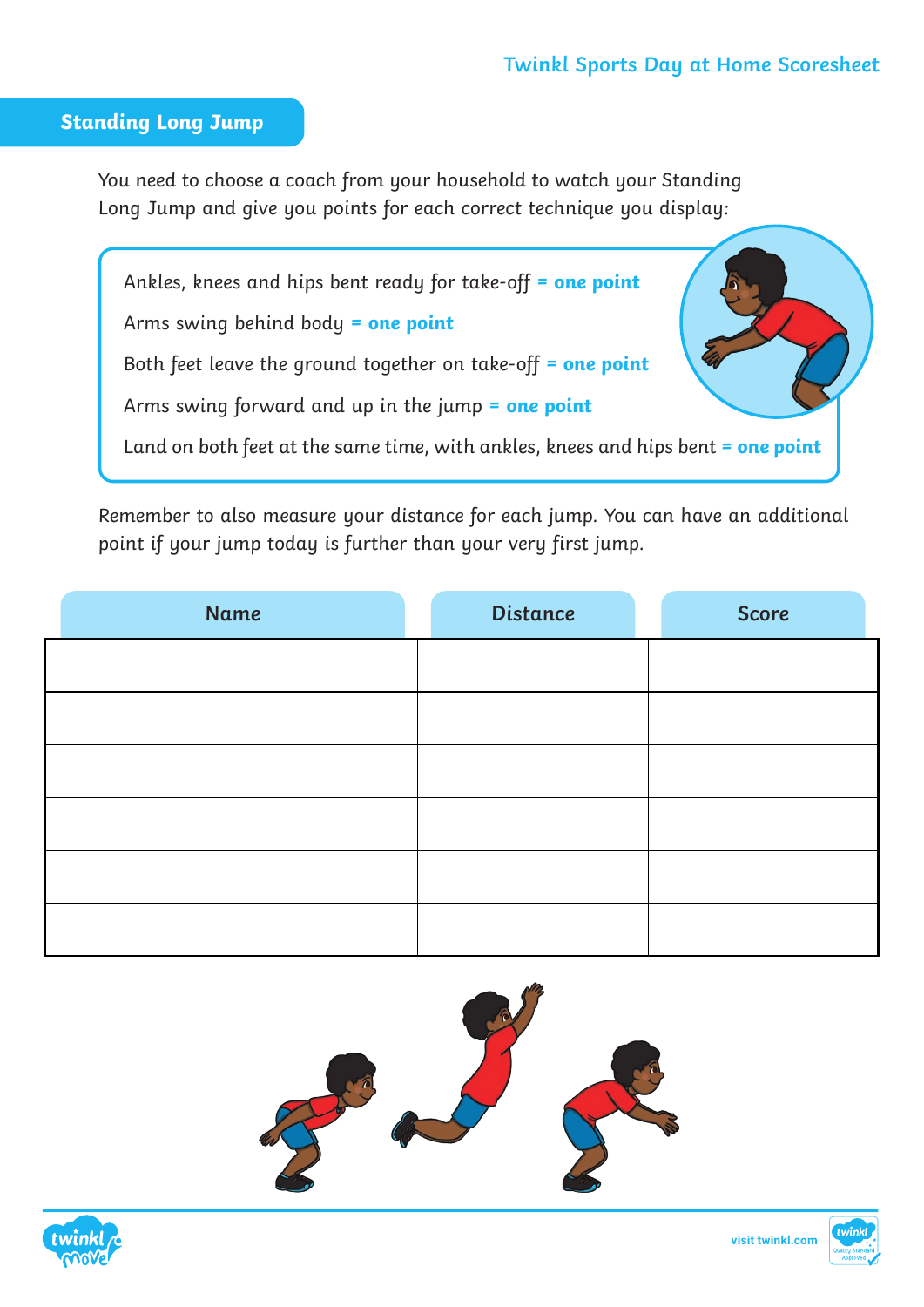## Standing Long Jump

You need to choose a coach from your household to watch your Standing Long Jump and give you points for each correct technique you display:

- Ankles, knees and hips bent ready for take-off **= one point**
- Arms swing behind body **= one point**
- Both feet leave the ground together on take-off **= one point**
- Arms swing forward and up in the jump **= one point**
- Land on both feet at the same time, with ankles, knees and hips bent **= one point**

Remember to also measure your distance for each jump. You can have an additional point if your jump today is further than your very first jump.

| Name | Distance | Score |
| --- | --- | --- |
| | | |
| | | |
| | | |
| | | |
| | | |
| | | |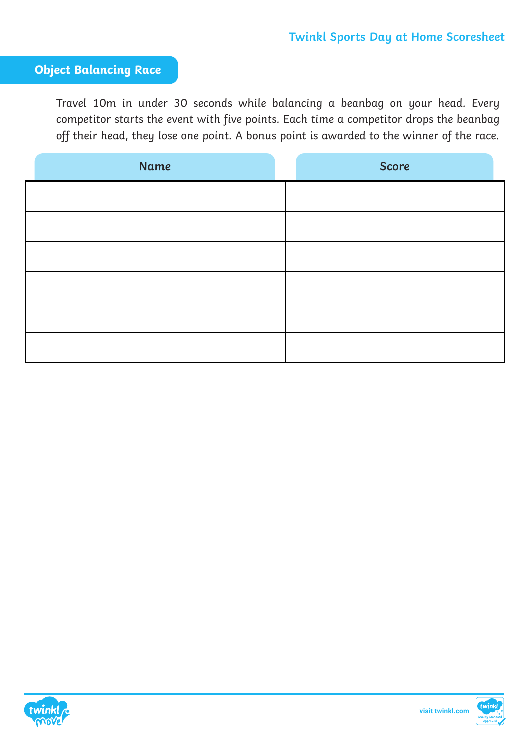## Object Balancing Race

Travel 10m in under 30 seconds while balancing a beanbag on your head. Every competitor starts the event with five points. Each time a competitor drops the beanbag off their head, they lose one point. A bonus point is awarded to the winner of the race.

| Name | Score |
| --- | --- |
| | |
| | |
| | |
| | |
| | |
| | |